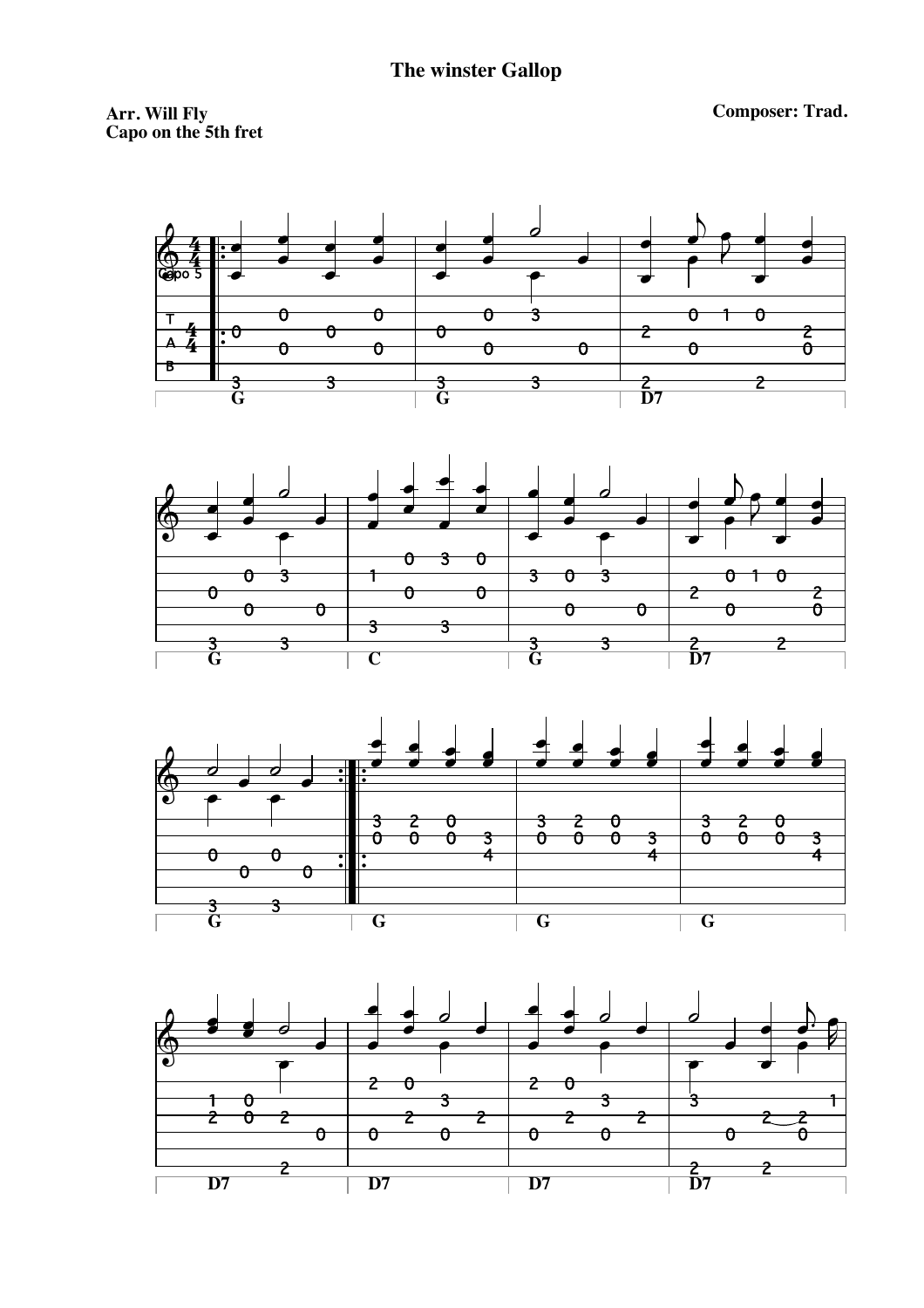# The winster Gallop

**Arr. Will Fly**
**Capo on the 5th fret**

**Composer: Trad.**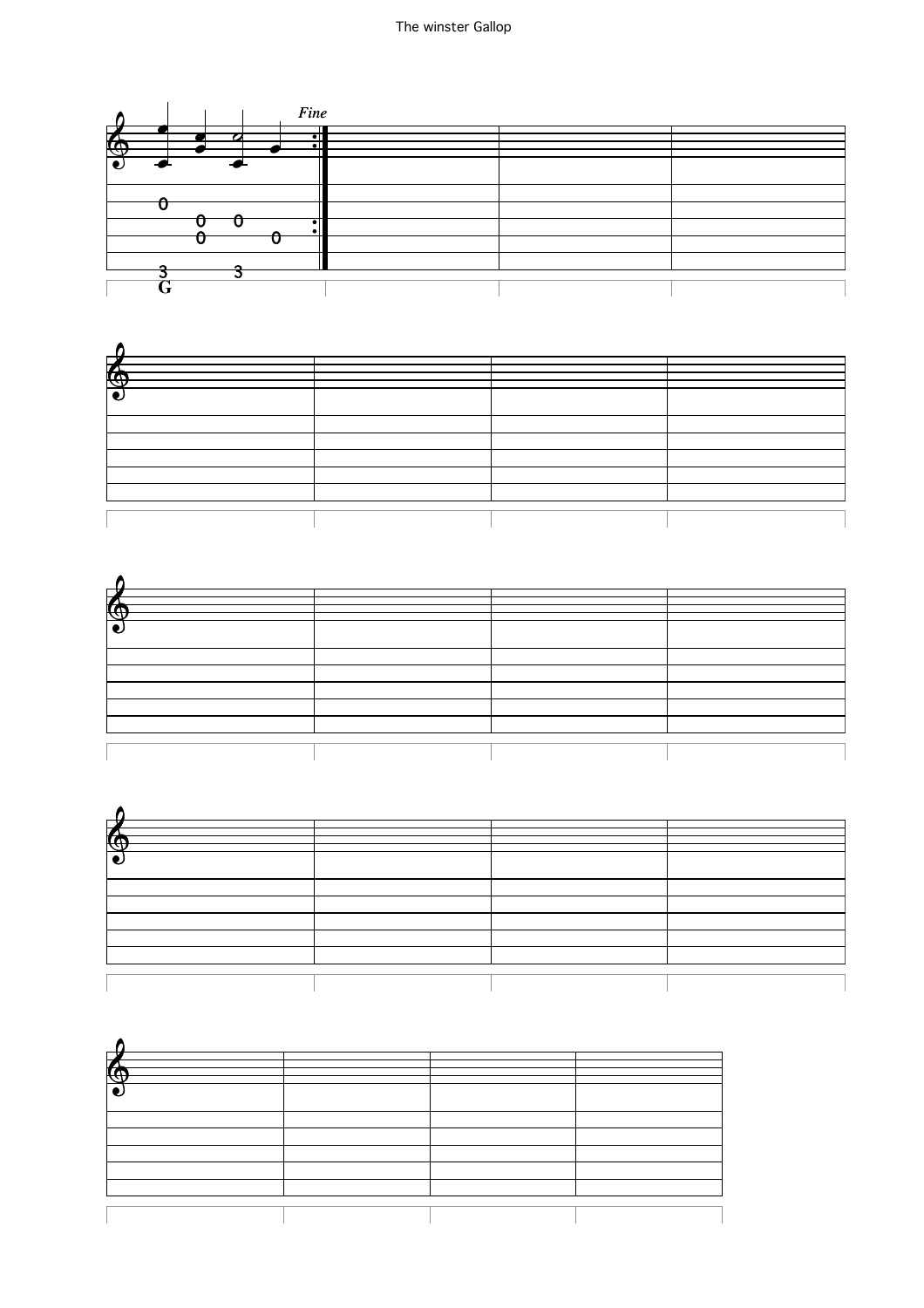*Fine*

G